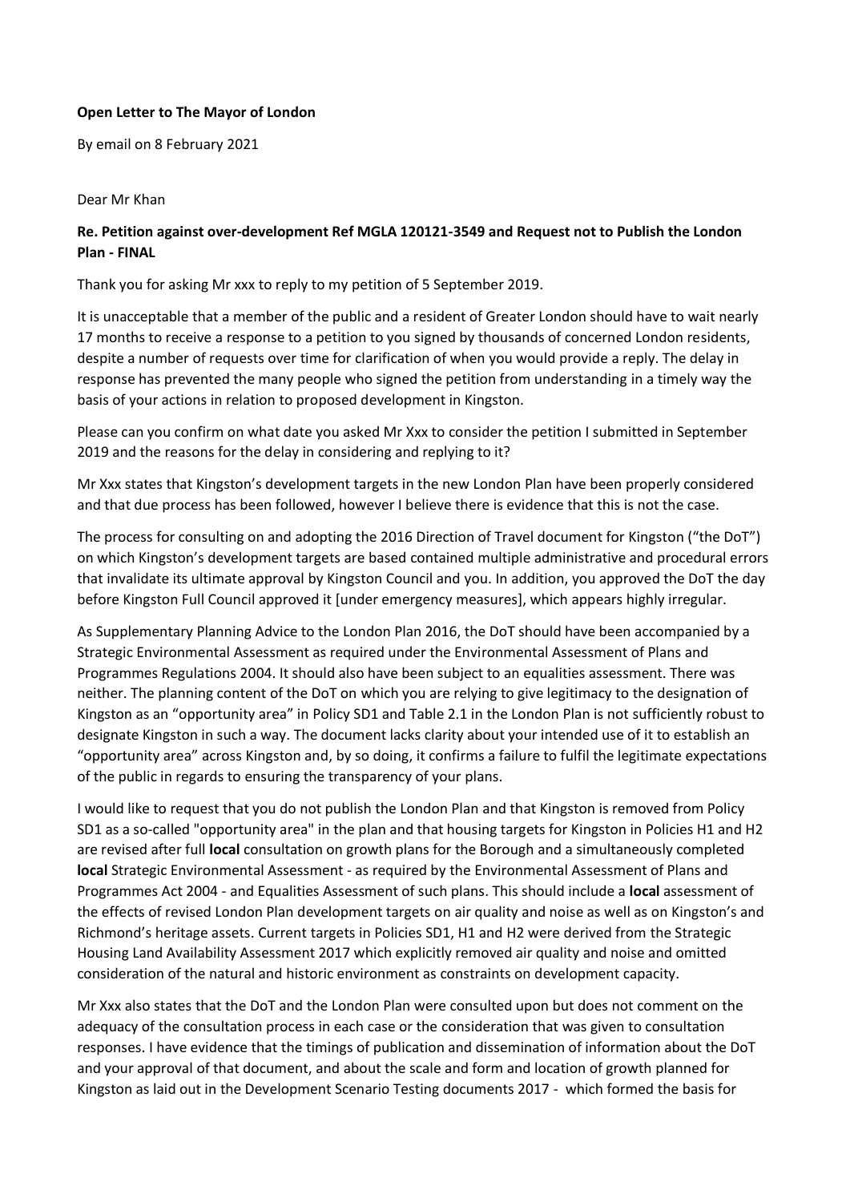**Open Letter to The Mayor of London**

By email on 8 February 2021

Dear Mr Khan

**Re. Petition against over-development Ref MGLA 120121-3549 and Request not to Publish the London Plan - FINAL**

Thank you for asking Mr xxx to reply to my petition of 5 September 2019.

It is unacceptable that a member of the public and a resident of Greater London should have to wait nearly 17 months to receive a response to a petition to you signed by thousands of concerned London residents, despite a number of requests over time for clarification of when you would provide a reply. The delay in response has prevented the many people who signed the petition from understanding in a timely way the basis of your actions in relation to proposed development in Kingston.

Please can you confirm on what date you asked Mr Xxx to consider the petition I submitted in September 2019 and the reasons for the delay in considering and replying to it?

Mr Xxx states that Kingston's development targets in the new London Plan have been properly considered and that due process has been followed, however I believe there is evidence that this is not the case.

The process for consulting on and adopting the 2016 Direction of Travel document for Kingston ("the DoT") on which Kingston's development targets are based contained multiple administrative and procedural errors that invalidate its ultimate approval by Kingston Council and you. In addition, you approved the DoT the day before Kingston Full Council approved it [under emergency measures], which appears highly irregular.

As Supplementary Planning Advice to the London Plan 2016, the DoT should have been accompanied by a Strategic Environmental Assessment as required under the Environmental Assessment of Plans and Programmes Regulations 2004. It should also have been subject to an equalities assessment. There was neither. The planning content of the DoT on which you are relying to give legitimacy to the designation of Kingston as an "opportunity area" in Policy SD1 and Table 2.1 in the London Plan is not sufficiently robust to designate Kingston in such a way. The document lacks clarity about your intended use of it to establish an "opportunity area" across Kingston and, by so doing, it confirms a failure to fulfil the legitimate expectations of the public in regards to ensuring the transparency of your plans.

I would like to request that you do not publish the London Plan and that Kingston is removed from Policy SD1 as a so-called "opportunity area" in the plan and that housing targets for Kingston in Policies H1 and H2 are revised after full **local** consultation on growth plans for the Borough and a simultaneously completed **local** Strategic Environmental Assessment - as required by the Environmental Assessment of Plans and Programmes Act 2004 - and Equalities Assessment of such plans. This should include a **local** assessment of the effects of revised London Plan development targets on air quality and noise as well as on Kingston's and Richmond's heritage assets. Current targets in Policies SD1, H1 and H2 were derived from the Strategic Housing Land Availability Assessment 2017 which explicitly removed air quality and noise and omitted consideration of the natural and historic environment as constraints on development capacity.

Mr Xxx also states that the DoT and the London Plan were consulted upon but does not comment on the adequacy of the consultation process in each case or the consideration that was given to consultation responses. I have evidence that the timings of publication and dissemination of information about the DoT and your approval of that document, and about the scale and form and location of growth planned for Kingston as laid out in the Development Scenario Testing documents 2017 - which formed the basis for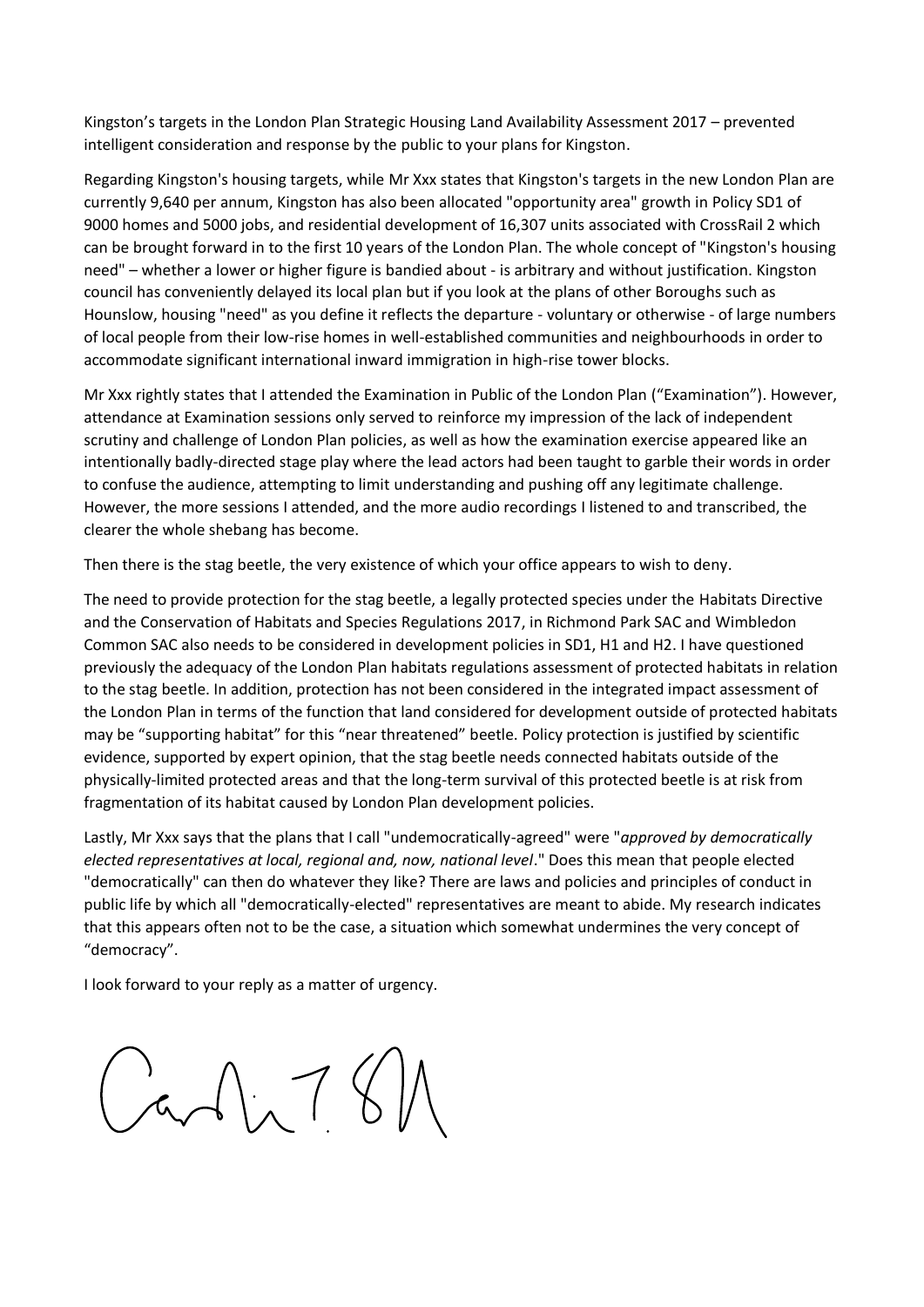Kingston's targets in the London Plan Strategic Housing Land Availability Assessment 2017 – prevented intelligent consideration and response by the public to your plans for Kingston.

Regarding Kingston's housing targets, while Mr Xxx states that Kingston's targets in the new London Plan are currently 9,640 per annum, Kingston has also been allocated "opportunity area" growth in Policy SD1 of 9000 homes and 5000 jobs, and residential development of 16,307 units associated with CrossRail 2 which can be brought forward in to the first 10 years of the London Plan. The whole concept of "Kingston's housing need" – whether a lower or higher figure is bandied about - is arbitrary and without justification. Kingston council has conveniently delayed its local plan but if you look at the plans of other Boroughs such as Hounslow, housing "need" as you define it reflects the departure - voluntary or otherwise - of large numbers of local people from their low-rise homes in well-established communities and neighbourhoods in order to accommodate significant international inward immigration in high-rise tower blocks.

Mr Xxx rightly states that I attended the Examination in Public of the London Plan ("Examination"). However, attendance at Examination sessions only served to reinforce my impression of the lack of independent scrutiny and challenge of London Plan policies, as well as how the examination exercise appeared like an intentionally badly-directed stage play where the lead actors had been taught to garble their words in order to confuse the audience, attempting to limit understanding and pushing off any legitimate challenge. However, the more sessions I attended, and the more audio recordings I listened to and transcribed, the clearer the whole shebang has become.

Then there is the stag beetle, the very existence of which your office appears to wish to deny.

The need to provide protection for the stag beetle, a legally protected species under the Habitats Directive and the Conservation of Habitats and Species Regulations 2017, in Richmond Park SAC and Wimbledon Common SAC also needs to be considered in development policies in SD1, H1 and H2. I have questioned previously the adequacy of the London Plan habitats regulations assessment of protected habitats in relation to the stag beetle. In addition, protection has not been considered in the integrated impact assessment of the London Plan in terms of the function that land considered for development outside of protected habitats may be "supporting habitat" for this "near threatened" beetle. Policy protection is justified by scientific evidence, supported by expert opinion, that the stag beetle needs connected habitats outside of the physically-limited protected areas and that the long-term survival of this protected beetle is at risk from fragmentation of its habitat caused by London Plan development policies.

Lastly, Mr Xxx says that the plans that I call "undemocratically-agreed" were "*approved by democratically elected representatives at local, regional and, now, national level*." Does this mean that people elected "democratically" can then do whatever they like? There are laws and policies and principles of conduct in public life by which all "democratically-elected" representatives are meant to abide. My research indicates that this appears often not to be the case, a situation which somewhat undermines the very concept of "democracy".

I look forward to your reply as a matter of urgency.